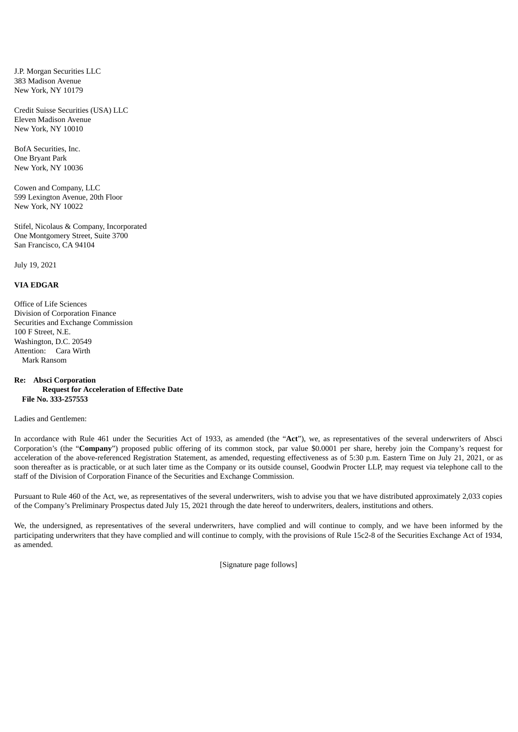J.P. Morgan Securities LLC
383 Madison Avenue
New York, NY 10179

Credit Suisse Securities (USA) LLC
Eleven Madison Avenue
New York, NY 10010

BofA Securities, Inc.
One Bryant Park
New York, NY 10036

Cowen and Company, LLC
599 Lexington Avenue, 20th Floor
New York, NY 10022

Stifel, Nicolaus & Company, Incorporated
One Montgomery Street, Suite 3700
San Francisco, CA 94104

July 19, 2021

**VIA EDGAR**

Office of Life Sciences
Division of Corporation Finance
Securities and Exchange Commission
100 F Street, N.E.
Washington, D.C. 20549
Attention: Cara Wirth
Mark Ransom

**Re: Absci Corporation**
**Request for Acceleration of Effective Date**
**File No. 333-257553**

Ladies and Gentlemen:

In accordance with Rule 461 under the Securities Act of 1933, as amended (the "**Act**"), we, as representatives of the several underwriters of Absci Corporation's (the "**Company**") proposed public offering of its common stock, par value $0.0001 per share, hereby join the Company's request for acceleration of the above-referenced Registration Statement, as amended, requesting effectiveness as of 5:30 p.m. Eastern Time on July 21, 2021, or as soon thereafter as is practicable, or at such later time as the Company or its outside counsel, Goodwin Procter LLP, may request via telephone call to the staff of the Division of Corporation Finance of the Securities and Exchange Commission.

Pursuant to Rule 460 of the Act, we, as representatives of the several underwriters, wish to advise you that we have distributed approximately 2,033 copies of the Company's Preliminary Prospectus dated July 15, 2021 through the date hereof to underwriters, dealers, institutions and others.

We, the undersigned, as representatives of the several underwriters, have complied and will continue to comply, and we have been informed by the participating underwriters that they have complied and will continue to comply, with the provisions of Rule 15c2-8 of the Securities Exchange Act of 1934, as amended.

[Signature page follows]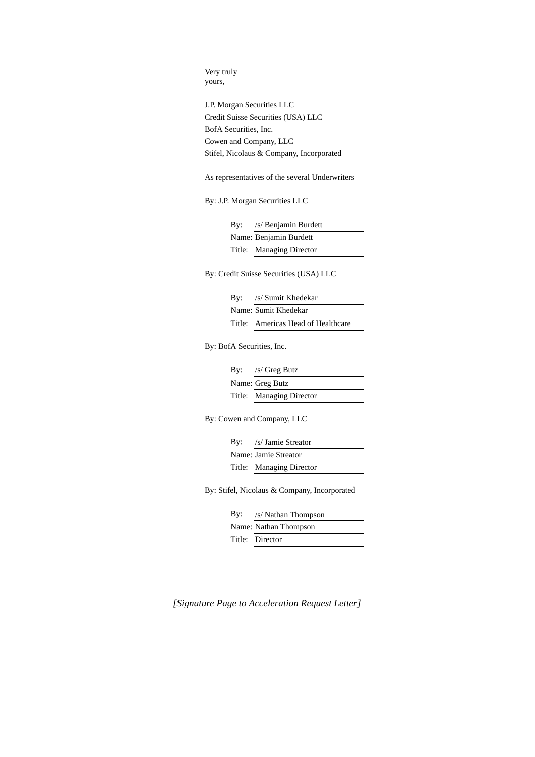Very truly yours,

J.P. Morgan Securities LLC
Credit Suisse Securities (USA) LLC
BofA Securities, Inc.
Cowen and Company, LLC
Stifel, Nicolaus & Company, Incorporated

As representatives of the several Underwriters

By: J.P. Morgan Securities LLC

By: /s/ Benjamin Burdett
Name: Benjamin Burdett
Title: Managing Director

By: Credit Suisse Securities (USA) LLC

By: /s/ Sumit Khedekar
Name: Sumit Khedekar
Title: Americas Head of Healthcare

By: BofA Securities, Inc.

By: /s/ Greg Butz
Name: Greg Butz
Title: Managing Director

By: Cowen and Company, LLC

By: /s/ Jamie Streator
Name: Jamie Streator
Title: Managing Director

By: Stifel, Nicolaus & Company, Incorporated

By: /s/ Nathan Thompson
Name: Nathan Thompson
Title: Director

*[Signature Page to Acceleration Request Letter]*